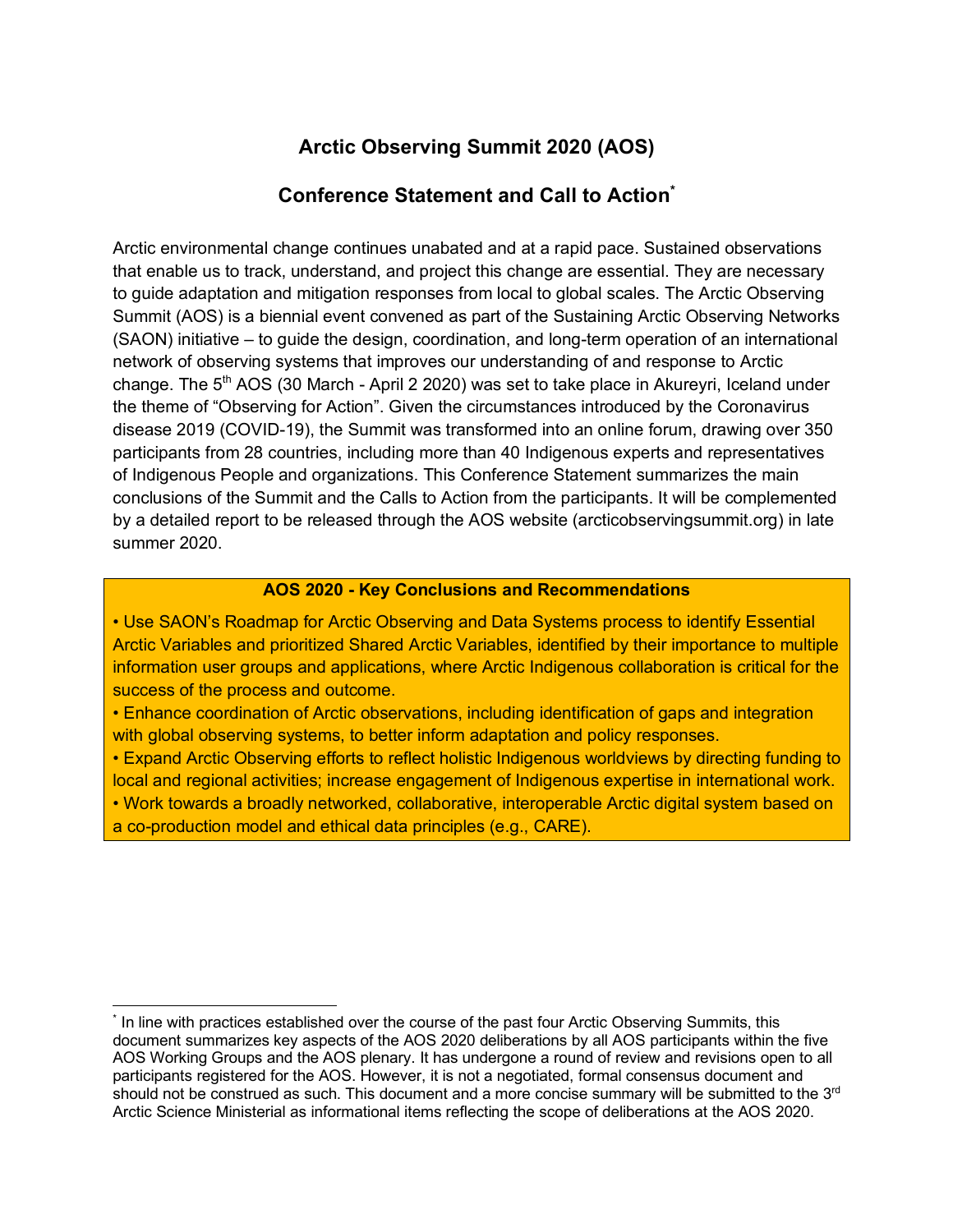# Arctic Observing Summit 2020 (AOS)

## Conference Statement and Call to Action[*]

Arctic environmental change continues unabated and at a rapid pace. Sustained observations that enable us to track, understand, and project this change are essential. They are necessary to guide adaptation and mitigation responses from local to global scales. The Arctic Observing Summit (AOS) is a biennial event convened as part of the Sustaining Arctic Observing Networks (SAON) initiative – to guide the design, coordination, and long-term operation of an international network of observing systems that improves our understanding of and response to Arctic change. The 5th AOS (30 March - April 2 2020) was set to take place in Akureyri, Iceland under the theme of "Observing for Action". Given the circumstances introduced by the Coronavirus disease 2019 (COVID-19), the Summit was transformed into an online forum, drawing over 350 participants from 28 countries, including more than 40 Indigenous experts and representatives of Indigenous People and organizations. This Conference Statement summarizes the main conclusions of the Summit and the Calls to Action from the participants. It will be complemented by a detailed report to be released through the AOS website (arcticobservingsummit.org) in late summer 2020.

**AOS 2020 - Key Conclusions and Recommendations**

- Use SAON's Roadmap for Arctic Observing and Data Systems process to identify Essential Arctic Variables and prioritized Shared Arctic Variables, identified by their importance to multiple information user groups and applications, where Arctic Indigenous collaboration is critical for the success of the process and outcome.
- Enhance coordination of Arctic observations, including identification of gaps and integration with global observing systems, to better inform adaptation and policy responses.
- Expand Arctic Observing efforts to reflect holistic Indigenous worldviews by directing funding to local and regional activities; increase engagement of Indigenous expertise in international work.
- Work towards a broadly networked, collaborative, interoperable Arctic digital system based on a co-production model and ethical data principles (e.g., CARE).

---

[*] In line with practices established over the course of the past four Arctic Observing Summits, this document summarizes key aspects of the AOS 2020 deliberations by all AOS participants within the five AOS Working Groups and the AOS plenary. It has undergone a round of review and revisions open to all participants registered for the AOS. However, it is not a negotiated, formal consensus document and should not be construed as such. This document and a more concise summary will be submitted to the 3rd Arctic Science Ministerial as informational items reflecting the scope of deliberations at the AOS 2020.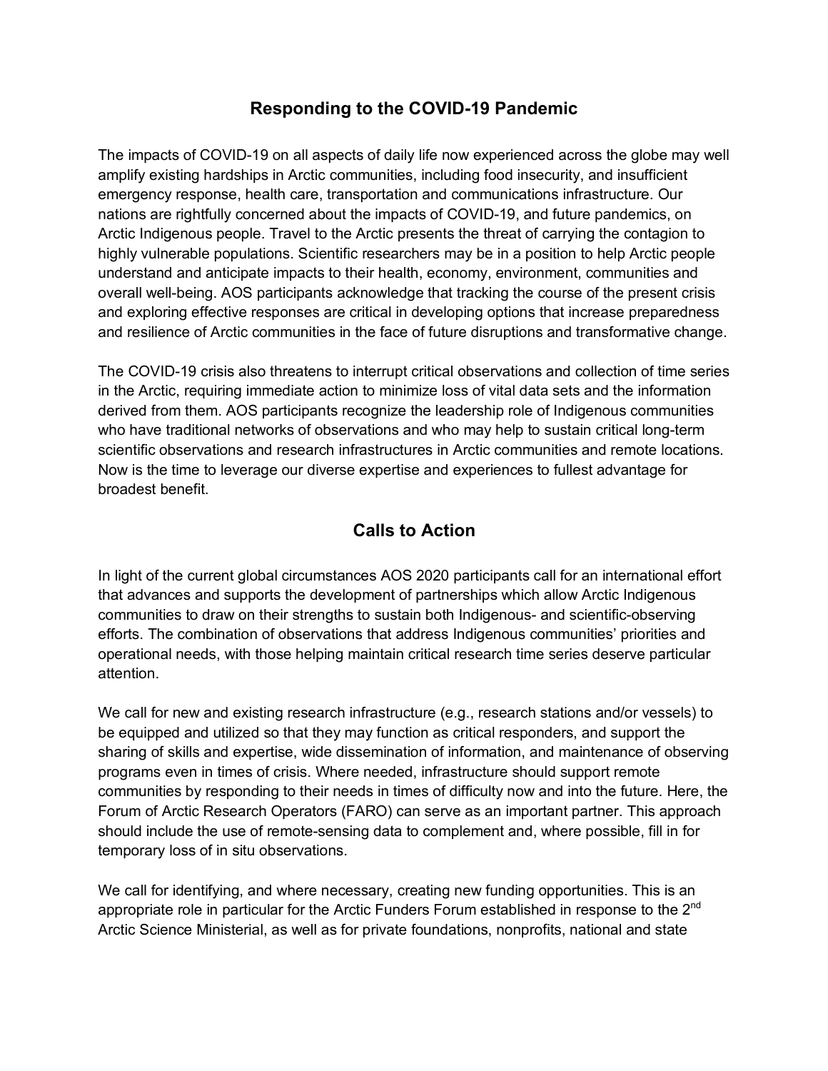## Responding to the COVID-19 Pandemic

The impacts of COVID-19 on all aspects of daily life now experienced across the globe may well amplify existing hardships in Arctic communities, including food insecurity, and insufficient emergency response, health care, transportation and communications infrastructure. Our nations are rightfully concerned about the impacts of COVID-19, and future pandemics, on Arctic Indigenous people. Travel to the Arctic presents the threat of carrying the contagion to highly vulnerable populations. Scientific researchers may be in a position to help Arctic people understand and anticipate impacts to their health, economy, environment, communities and overall well-being. AOS participants acknowledge that tracking the course of the present crisis and exploring effective responses are critical in developing options that increase preparedness and resilience of Arctic communities in the face of future disruptions and transformative change.

The COVID-19 crisis also threatens to interrupt critical observations and collection of time series in the Arctic, requiring immediate action to minimize loss of vital data sets and the information derived from them. AOS participants recognize the leadership role of Indigenous communities who have traditional networks of observations and who may help to sustain critical long-term scientific observations and research infrastructures in Arctic communities and remote locations. Now is the time to leverage our diverse expertise and experiences to fullest advantage for broadest benefit.

## Calls to Action

In light of the current global circumstances AOS 2020 participants call for an international effort that advances and supports the development of partnerships which allow Arctic Indigenous communities to draw on their strengths to sustain both Indigenous- and scientific-observing efforts. The combination of observations that address Indigenous communities' priorities and operational needs, with those helping maintain critical research time series deserve particular attention.

We call for new and existing research infrastructure (e.g., research stations and/or vessels) to be equipped and utilized so that they may function as critical responders, and support the sharing of skills and expertise, wide dissemination of information, and maintenance of observing programs even in times of crisis. Where needed, infrastructure should support remote communities by responding to their needs in times of difficulty now and into the future. Here, the Forum of Arctic Research Operators (FARO) can serve as an important partner. This approach should include the use of remote-sensing data to complement and, where possible, fill in for temporary loss of in situ observations.

We call for identifying, and where necessary, creating new funding opportunities. This is an appropriate role in particular for the Arctic Funders Forum established in response to the 2nd Arctic Science Ministerial, as well as for private foundations, nonprofits, national and state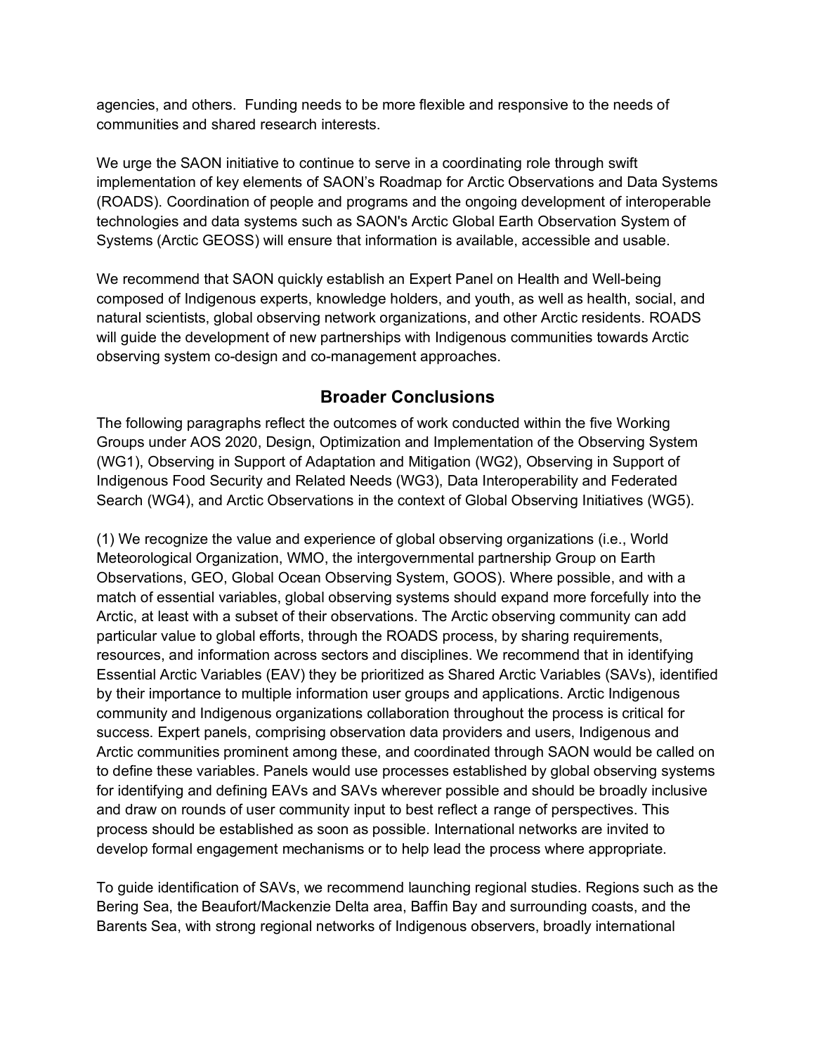agencies, and others. Funding needs to be more flexible and responsive to the needs of communities and shared research interests.

We urge the SAON initiative to continue to serve in a coordinating role through swift implementation of key elements of SAON's Roadmap for Arctic Observations and Data Systems (ROADS). Coordination of people and programs and the ongoing development of interoperable technologies and data systems such as SAON's Arctic Global Earth Observation System of Systems (Arctic GEOSS) will ensure that information is available, accessible and usable.

We recommend that SAON quickly establish an Expert Panel on Health and Well-being composed of Indigenous experts, knowledge holders, and youth, as well as health, social, and natural scientists, global observing network organizations, and other Arctic residents. ROADS will guide the development of new partnerships with Indigenous communities towards Arctic observing system co-design and co-management approaches.

## Broader Conclusions

The following paragraphs reflect the outcomes of work conducted within the five Working Groups under AOS 2020, Design, Optimization and Implementation of the Observing System (WG1), Observing in Support of Adaptation and Mitigation (WG2), Observing in Support of Indigenous Food Security and Related Needs (WG3), Data Interoperability and Federated Search (WG4), and Arctic Observations in the context of Global Observing Initiatives (WG5).

(1) We recognize the value and experience of global observing organizations (i.e., World Meteorological Organization, WMO, the intergovernmental partnership Group on Earth Observations, GEO, Global Ocean Observing System, GOOS). Where possible, and with a match of essential variables, global observing systems should expand more forcefully into the Arctic, at least with a subset of their observations. The Arctic observing community can add particular value to global efforts, through the ROADS process, by sharing requirements, resources, and information across sectors and disciplines. We recommend that in identifying Essential Arctic Variables (EAV) they be prioritized as Shared Arctic Variables (SAVs), identified by their importance to multiple information user groups and applications. Arctic Indigenous community and Indigenous organizations collaboration throughout the process is critical for success. Expert panels, comprising observation data providers and users, Indigenous and Arctic communities prominent among these, and coordinated through SAON would be called on to define these variables. Panels would use processes established by global observing systems for identifying and defining EAVs and SAVs wherever possible and should be broadly inclusive and draw on rounds of user community input to best reflect a range of perspectives. This process should be established as soon as possible. International networks are invited to develop formal engagement mechanisms or to help lead the process where appropriate.

To guide identification of SAVs, we recommend launching regional studies. Regions such as the Bering Sea, the Beaufort/Mackenzie Delta area, Baffin Bay and surrounding coasts, and the Barents Sea, with strong regional networks of Indigenous observers, broadly international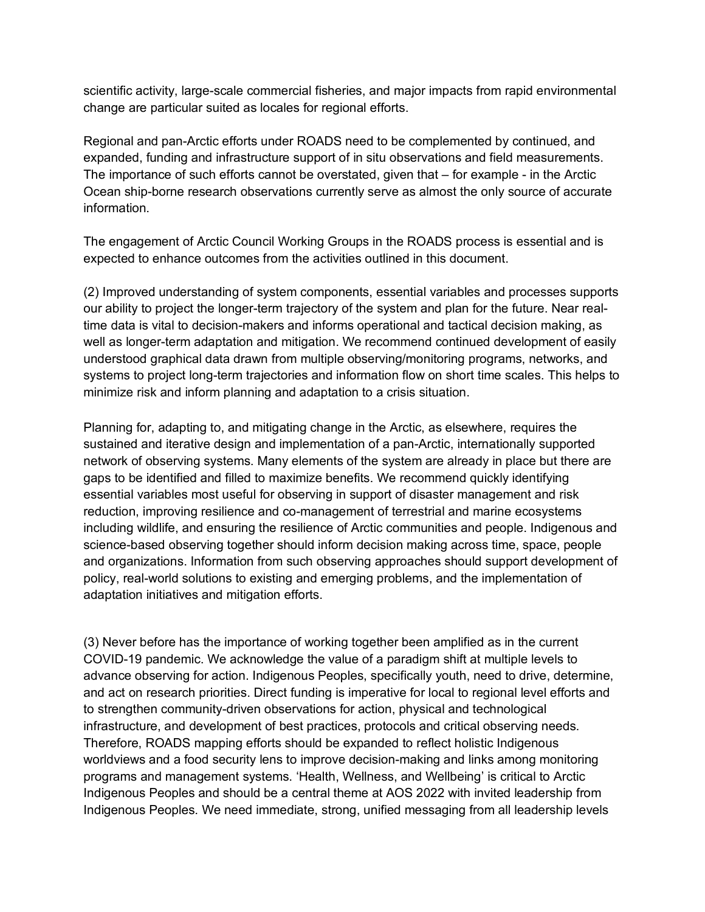scientific activity, large-scale commercial fisheries, and major impacts from rapid environmental change are particular suited as locales for regional efforts.

Regional and pan-Arctic efforts under ROADS need to be complemented by continued, and expanded, funding and infrastructure support of in situ observations and field measurements. The importance of such efforts cannot be overstated, given that – for example - in the Arctic Ocean ship-borne research observations currently serve as almost the only source of accurate information.

The engagement of Arctic Council Working Groups in the ROADS process is essential and is expected to enhance outcomes from the activities outlined in this document.

(2) Improved understanding of system components, essential variables and processes supports our ability to project the longer-term trajectory of the system and plan for the future. Near real-time data is vital to decision-makers and informs operational and tactical decision making, as well as longer-term adaptation and mitigation. We recommend continued development of easily understood graphical data drawn from multiple observing/monitoring programs, networks, and systems to project long-term trajectories and information flow on short time scales. This helps to minimize risk and inform planning and adaptation to a crisis situation.

Planning for, adapting to, and mitigating change in the Arctic, as elsewhere, requires the sustained and iterative design and implementation of a pan-Arctic, internationally supported network of observing systems. Many elements of the system are already in place but there are gaps to be identified and filled to maximize benefits. We recommend quickly identifying essential variables most useful for observing in support of disaster management and risk reduction, improving resilience and co-management of terrestrial and marine ecosystems including wildlife, and ensuring the resilience of Arctic communities and people. Indigenous and science-based observing together should inform decision making across time, space, people and organizations. Information from such observing approaches should support development of policy, real-world solutions to existing and emerging problems, and the implementation of adaptation initiatives and mitigation efforts.

(3) Never before has the importance of working together been amplified as in the current COVID-19 pandemic. We acknowledge the value of a paradigm shift at multiple levels to advance observing for action. Indigenous Peoples, specifically youth, need to drive, determine, and act on research priorities. Direct funding is imperative for local to regional level efforts and to strengthen community-driven observations for action, physical and technological infrastructure, and development of best practices, protocols and critical observing needs. Therefore, ROADS mapping efforts should be expanded to reflect holistic Indigenous worldviews and a food security lens to improve decision-making and links among monitoring programs and management systems. 'Health, Wellness, and Wellbeing' is critical to Arctic Indigenous Peoples and should be a central theme at AOS 2022 with invited leadership from Indigenous Peoples. We need immediate, strong, unified messaging from all leadership levels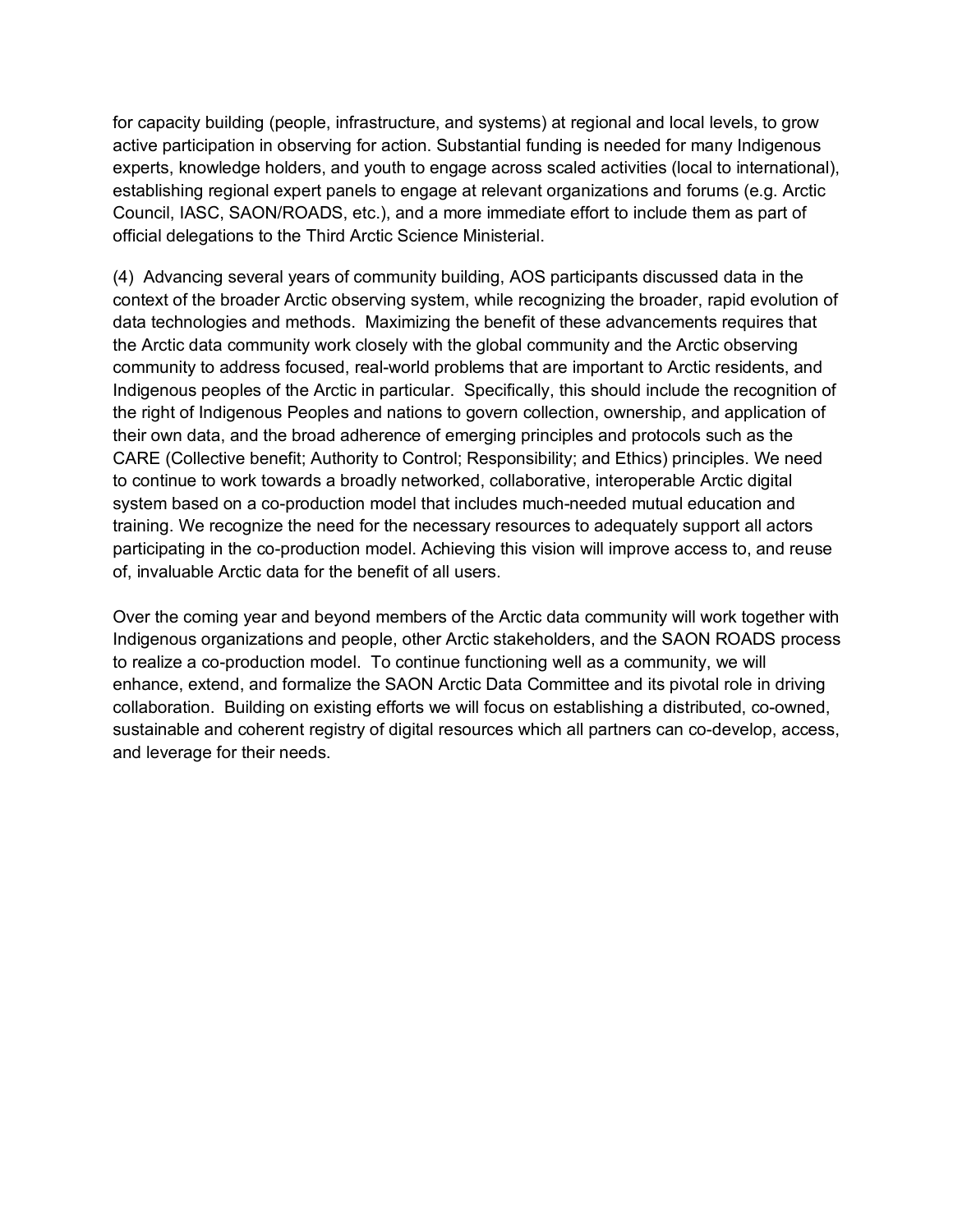for capacity building (people, infrastructure, and systems) at regional and local levels, to grow active participation in observing for action. Substantial funding is needed for many Indigenous experts, knowledge holders, and youth to engage across scaled activities (local to international), establishing regional expert panels to engage at relevant organizations and forums (e.g. Arctic Council, IASC, SAON/ROADS, etc.), and a more immediate effort to include them as part of official delegations to the Third Arctic Science Ministerial.

(4) Advancing several years of community building, AOS participants discussed data in the context of the broader Arctic observing system, while recognizing the broader, rapid evolution of data technologies and methods. Maximizing the benefit of these advancements requires that the Arctic data community work closely with the global community and the Arctic observing community to address focused, real-world problems that are important to Arctic residents, and Indigenous peoples of the Arctic in particular. Specifically, this should include the recognition of the right of Indigenous Peoples and nations to govern collection, ownership, and application of their own data, and the broad adherence of emerging principles and protocols such as the CARE (Collective benefit; Authority to Control; Responsibility; and Ethics) principles. We need to continue to work towards a broadly networked, collaborative, interoperable Arctic digital system based on a co-production model that includes much-needed mutual education and training. We recognize the need for the necessary resources to adequately support all actors participating in the co-production model. Achieving this vision will improve access to, and reuse of, invaluable Arctic data for the benefit of all users.

Over the coming year and beyond members of the Arctic data community will work together with Indigenous organizations and people, other Arctic stakeholders, and the SAON ROADS process to realize a co-production model. To continue functioning well as a community, we will enhance, extend, and formalize the SAON Arctic Data Committee and its pivotal role in driving collaboration. Building on existing efforts we will focus on establishing a distributed, co-owned, sustainable and coherent registry of digital resources which all partners can co-develop, access, and leverage for their needs.